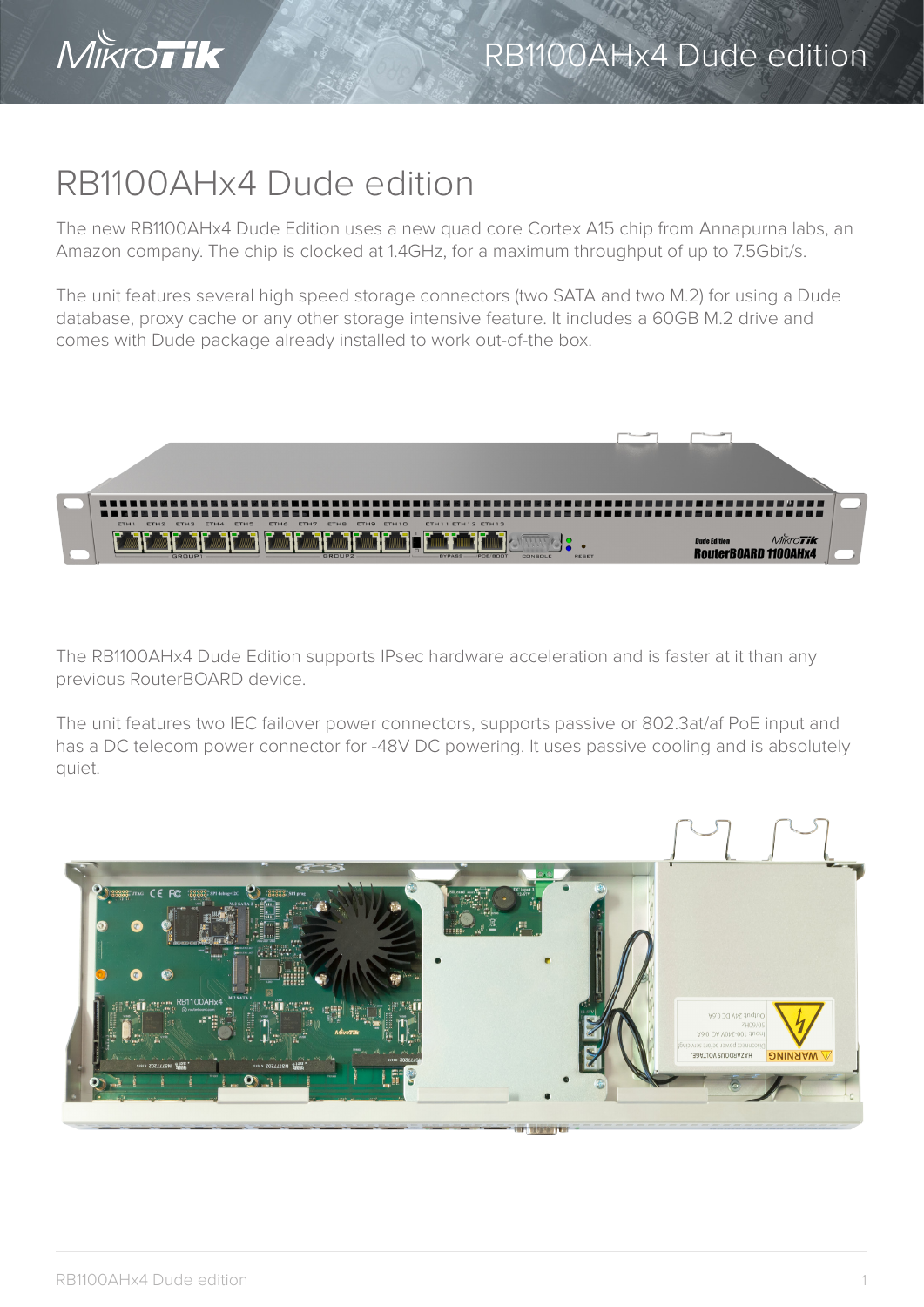# RB1100AHx4 Dude edition

The new RB1100AHx4 Dude Edition uses a new quad core Cortex A15 chip from Annapurna labs, an Amazon company. The chip is clocked at 1.4GHz, for a maximum throughput of up to 7.5Gbit/s.

The unit features several high speed storage connectors (two SATA and two M.2) for using a Dude database, proxy cache or any other storage intensive feature. It includes a 60GB M.2 drive and comes with Dude package already installed to work out-of-the box.

The RB1100AHx4 Dude Edition supports IPsec hardware acceleration and is faster at it than any previous RouterBOARD device.

The unit features two IEC failover power connectors, supports passive or 802.3at/af PoE input and has a DC telecom power connector for -48V DC powering. It uses passive cooling and is absolutely quiet.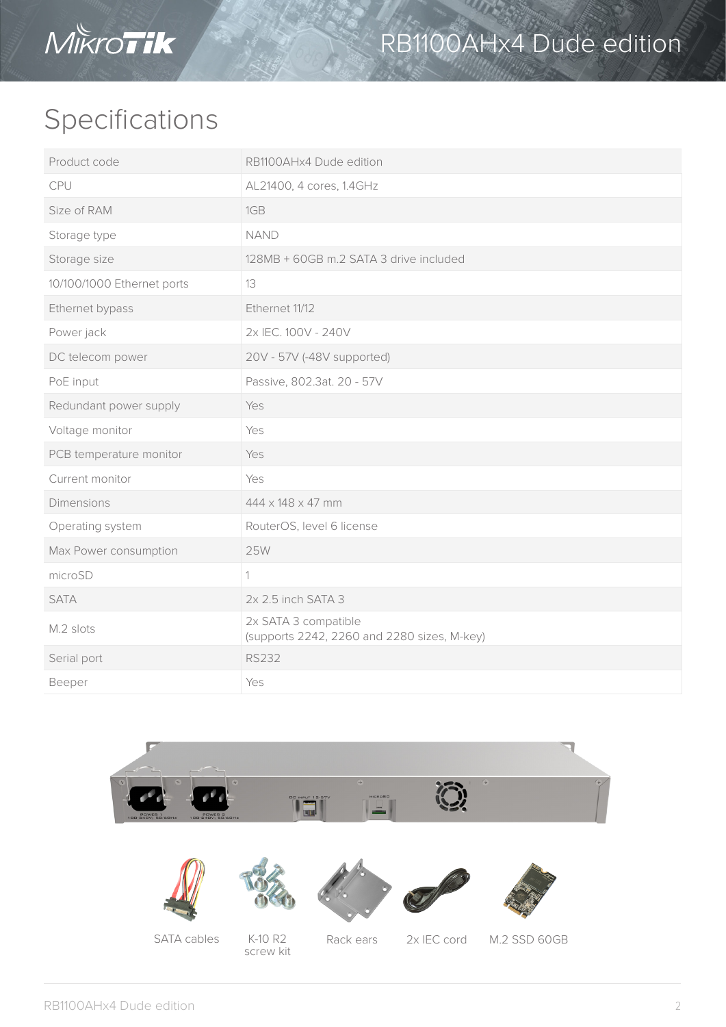# Specifications

| | |
|---|---|
| Product code | RB1100AHx4 Dude edition |
| CPU | AL21400, 4 cores, 1.4GHz |
| Size of RAM | 1GB |
| Storage type | NAND |
| Storage size | 128MB + 60GB m.2 SATA 3 drive included |
| 10/100/1000 Ethernet ports | 13 |
| Ethernet bypass | Ethernet 11/12 |
| Power jack | 2x IEC. 100V - 240V |
| DC telecom power | 20V - 57V (-48V supported) |
| PoE input | Passive, 802.3at. 20 - 57V |
| Redundant power supply | Yes |
| Voltage monitor | Yes |
| PCB temperature monitor | Yes |
| Current monitor | Yes |
| Dimensions | 444 x 148 x 47 mm |
| Operating system | RouterOS, level 6 license |
| Max Power consumption | 25W |
| microSD | 1 |
| SATA | 2x 2.5 inch SATA 3 |
| M.2 slots | 2x SATA 3 compatible (supports 2242, 2260 and 2280 sizes, M-key) |
| Serial port | RS232 |
| Beeper | Yes |

SATA cables

K-10 R2 screw kit

Rack ears

2x IEC cord

M.2 SSD 60GB